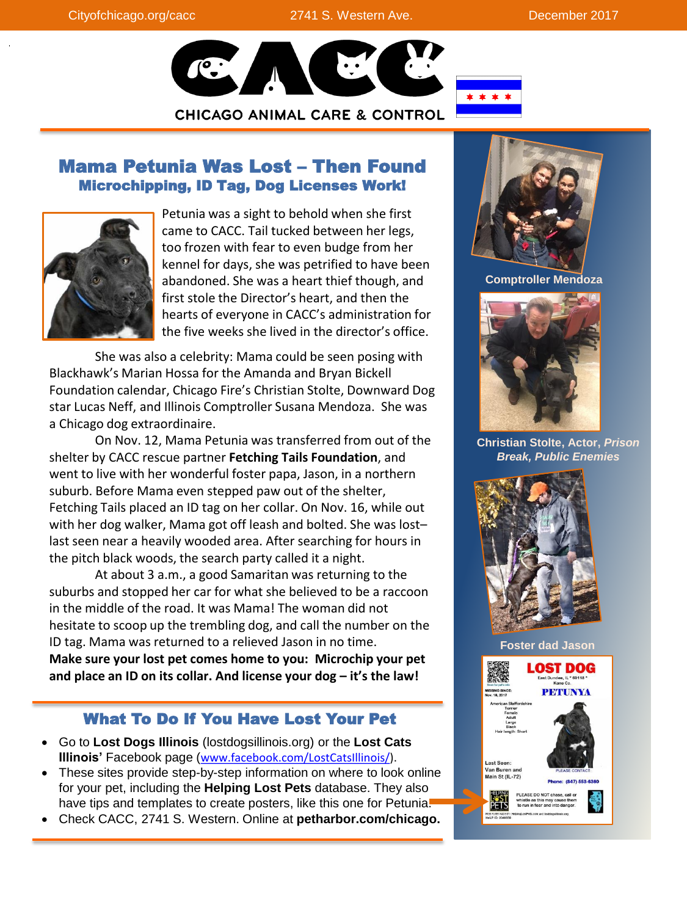Cityofchicago.org/cacc    2741 S. Western Ave.    December 2017

# CHICAGO ANIMAL CARE & CONTROL

## Mama Petunia Was Lost – Then Found

### Microchipping, ID Tag, Dog Licenses Work!

Petunia was a sight to behold when she first came to CACC. Tail tucked between her legs, too frozen with fear to even budge from her kennel for days, she was petrified to have been abandoned. She was a heart thief though, and first stole the Director's heart, and then the hearts of everyone in CACC's administration for the five weeks she lived in the director's office.

She was also a celebrity: Mama could be seen posing with Blackhawk's Marian Hossa for the Amanda and Bryan Bickell Foundation calendar, Chicago Fire's Christian Stolte, Downward Dog star Lucas Neff, and Illinois Comptroller Susana Mendoza. She was a Chicago dog extraordinaire.

On Nov. 12, Mama Petunia was transferred from out of the shelter by CACC rescue partner **Fetching Tails Foundation**, and went to live with her wonderful foster papa, Jason, in a northern suburb. Before Mama even stepped paw out of the shelter, Fetching Tails placed an ID tag on her collar. On Nov. 16, while out with her dog walker, Mama got off leash and bolted. She was lost–last seen near a heavily wooded area. After searching for hours in the pitch black woods, the search party called it a night.

At about 3 a.m., a good Samaritan was returning to the suburbs and stopped her car for what she believed to be a raccoon in the middle of the road. It was Mama! The woman did not hesitate to scoop up the trembling dog, and call the number on the ID tag. Mama was returned to a relieved Jason in no time.

**Make sure your lost pet comes home to you: Microchip your pet and place an ID on its collar. And license your dog – it's the law!**

Comptroller Mendoza

Christian Stolte, Actor, *Prison Break, Public Enemies*

Foster dad Jason

## What To Do If You Have Lost Your Pet

- Go to **Lost Dogs Illinois** (lostdogsillinois.org) or the **Lost Cats Illinois'** Facebook page (www.facebook.com/LostCatsIllinois/).
- These sites provide step-by-step information on where to look online for your pet, including the **Helping Lost Pets** database. They also have tips and templates to create posters, like this one for Petunia.
- Check CACC, 2741 S. Western. Online at **petharbor.com/chicago.**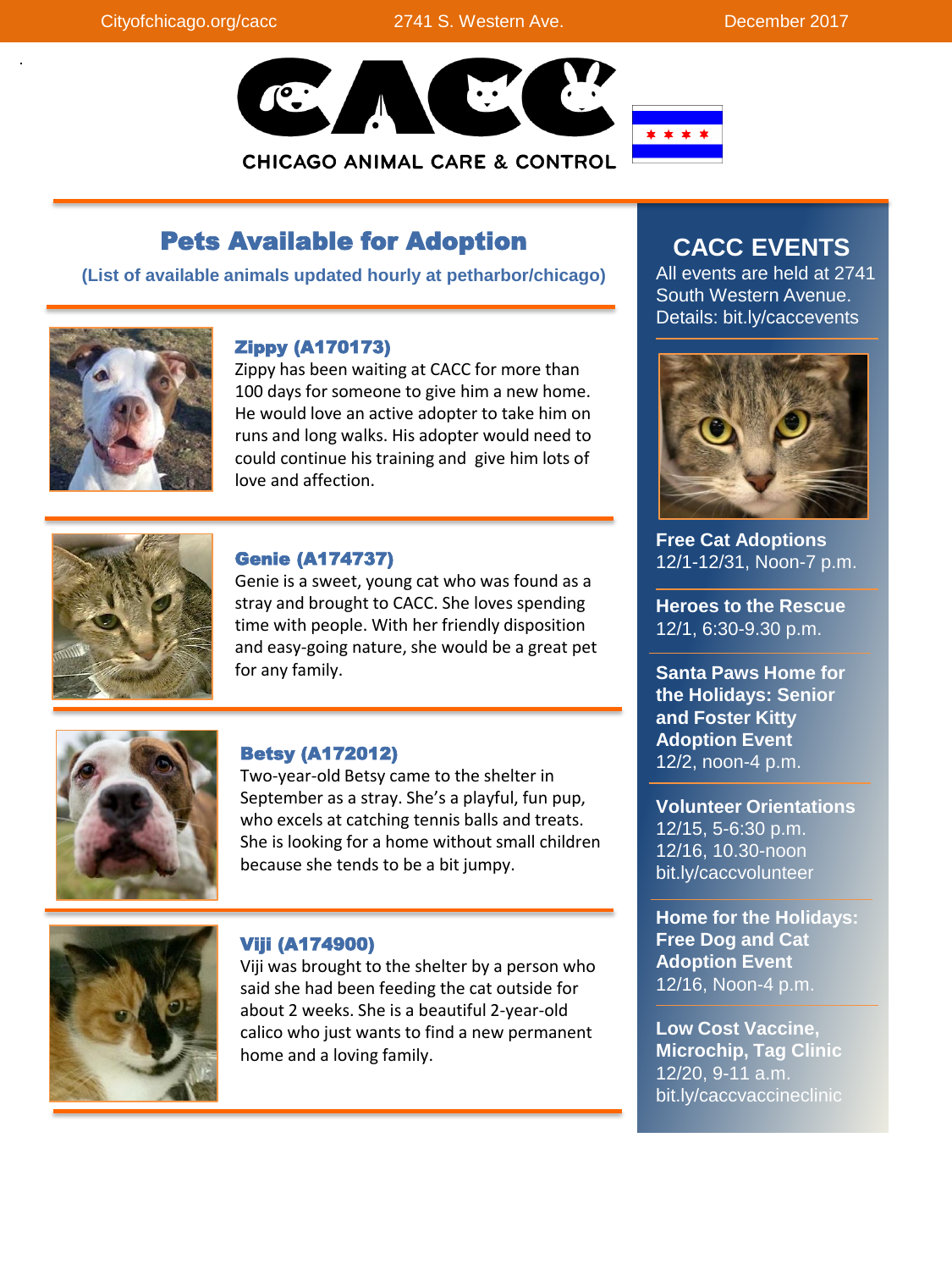Cityofchicago.org/cacc 2741 S. Western Ave. December 2017

CHICAGO ANIMAL CARE & CONTROL

## Pets Available for Adoption

**(List of available animals updated hourly at petharbor/chicago)**

### Zippy (A170173)

Zippy has been waiting at CACC for more than 100 days for someone to give him a new home. He would love an active adopter to take him on runs and long walks. His adopter would need to could continue his training and give him lots of love and affection.

### Genie (A174737)

Genie is a sweet, young cat who was found as a stray and brought to CACC. She loves spending time with people. With her friendly disposition and easy-going nature, she would be a great pet for any family.

### Betsy (A172012)

Two-year-old Betsy came to the shelter in September as a stray. She's a playful, fun pup, who excels at catching tennis balls and treats. She is looking for a home without small children because she tends to be a bit jumpy.

### Viji (A174900)

Viji was brought to the shelter by a person who said she had been feeding the cat outside for about 2 weeks. She is a beautiful 2-year-old calico who just wants to find a new permanent home and a loving family.

## CACC EVENTS

All events are held at 2741 South Western Avenue. Details: bit.ly/caccevents

**Free Cat Adoptions**
12/1-12/31, Noon-7 p.m.

**Heroes to the Rescue**
12/1, 6:30-9.30 p.m.

**Santa Paws Home for the Holidays: Senior and Foster Kitty Adoption Event**
12/2, noon-4 p.m.

**Volunteer Orientations**
12/15, 5-6:30 p.m.
12/16, 10.30-noon
bit.ly/caccvolunteer

**Home for the Holidays: Free Dog and Cat Adoption Event**
12/16, Noon-4 p.m.

**Low Cost Vaccine, Microchip, Tag Clinic**
12/20, 9-11 a.m.
bit.ly/caccvaccineclinic